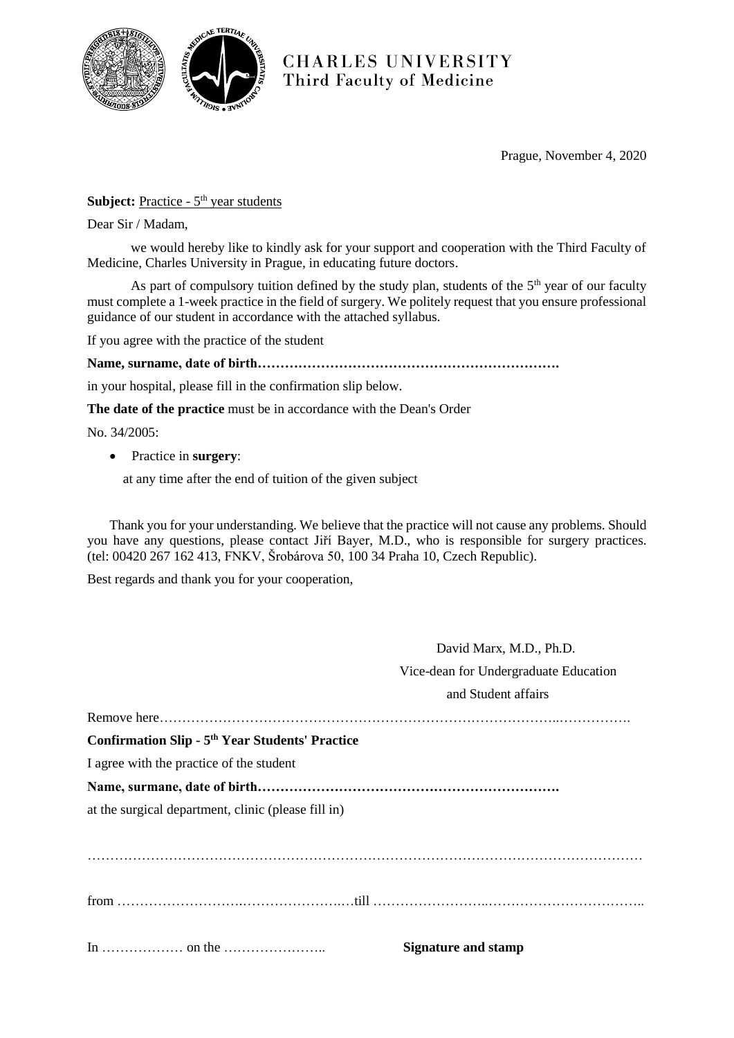CHARLES UNIVERSITY
Third Faculty of Medicine

Prague, November 4, 2020

**Subject:** Practice - 5th year students

Dear Sir / Madam,

we would hereby like to kindly ask for your support and cooperation with the Third Faculty of Medicine, Charles University in Prague, in educating future doctors.

As part of compulsory tuition defined by the study plan, students of the 5th year of our faculty must complete a 1-week practice in the field of surgery. We politely request that you ensure professional guidance of our student in accordance with the attached syllabus.

If you agree with the practice of the student

**Name, surname, date of birth………………………………………………………….**

in your hospital, please fill in the confirmation slip below.

**The date of the practice** must be in accordance with the Dean's Order

No. 34/2005:

- Practice in **surgery**:

  at any time after the end of tuition of the given subject

Thank you for your understanding. We believe that the practice will not cause any problems. Should you have any questions, please contact Jiří Bayer, M.D., who is responsible for surgery practices. (tel: 00420 267 162 413, FNKV, Šrobárova 50, 100 34 Praha 10, Czech Republic).

Best regards and thank you for your cooperation,

David Marx, M.D., Ph.D.
Vice-dean for Undergraduate Education
and Student affairs

Remove here……………………………………………………………………………..…………….

**Confirmation Slip - 5th Year Students' Practice**

I agree with the practice of the student

**Name, surmane, date of birth………………………………………………………….**

at the surgical department, clinic (please fill in)

……………………………………………………………………………………………………………

from …………………….……………….…till ……………………..……………………………..

In ……………… on the …………………..                **Signature and stamp**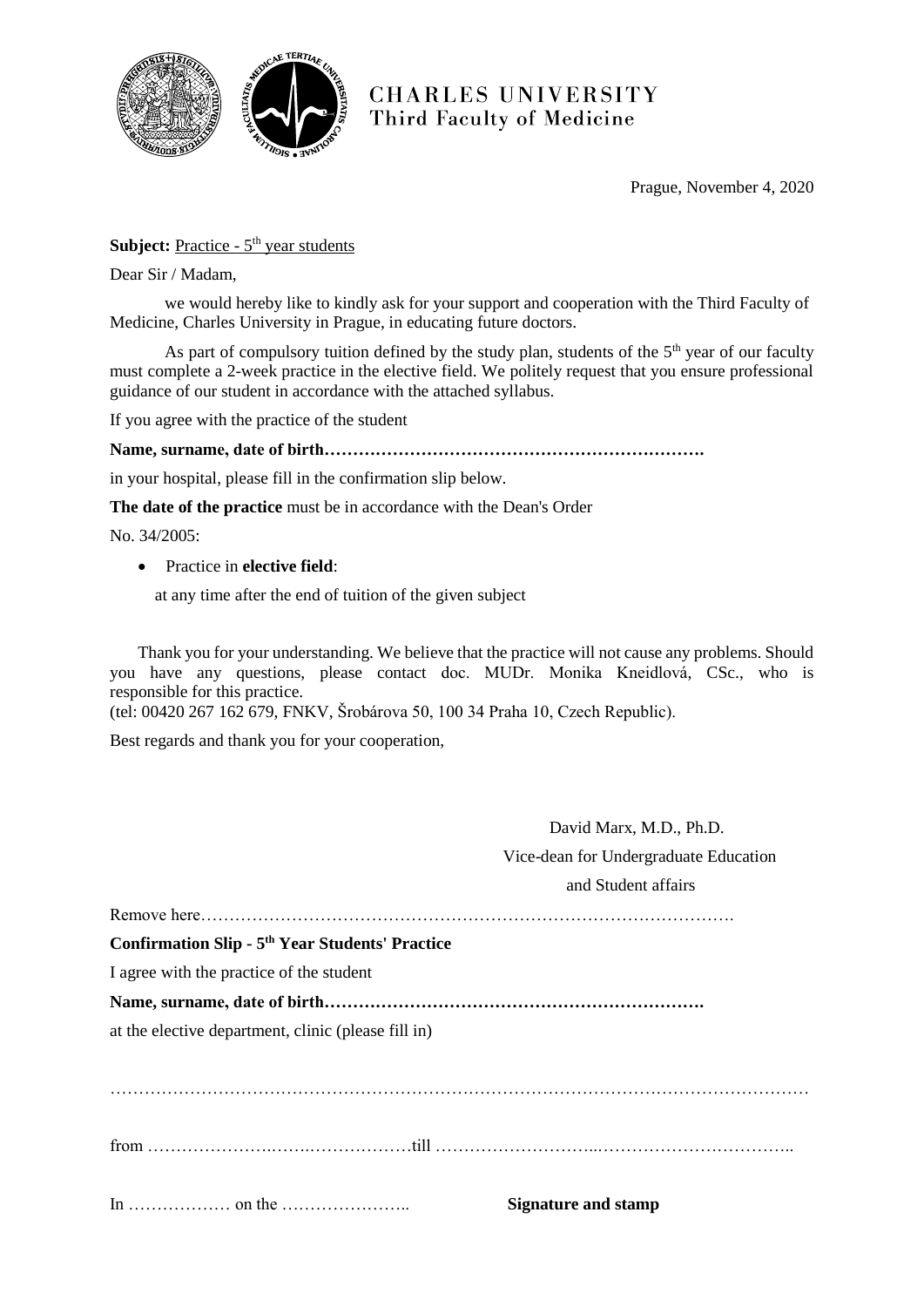CHARLES UNIVERSITY
Third Faculty of Medicine

Prague, November 4, 2020

**Subject:** Practice - 5th year students

Dear Sir / Madam,

we would hereby like to kindly ask for your support and cooperation with the Third Faculty of Medicine, Charles University in Prague, in educating future doctors.

As part of compulsory tuition defined by the study plan, students of the 5th year of our faculty must complete a 2-week practice in the elective field. We politely request that you ensure professional guidance of our student in accordance with the attached syllabus.

If you agree with the practice of the student

**Name, surname, date of birth………………………………………………………….**

in your hospital, please fill in the confirmation slip below.

**The date of the practice** must be in accordance with the Dean's Order

No. 34/2005:

- Practice in **elective field**:

  at any time after the end of tuition of the given subject

Thank you for your understanding. We believe that the practice will not cause any problems. Should you have any questions, please contact doc. MUDr. Monika Kneidlová, CSc., who is responsible for this practice.
(tel: 00420 267 162 679, FNKV, Šrobárova 50, 100 34 Praha 10, Czech Republic).

Best regards and thank you for your cooperation,

David Marx, M.D., Ph.D.
Vice-dean for Undergraduate Education
and Student affairs

Remove here……………………………………………………………………………….

**Confirmation Slip - 5th Year Students' Practice**

I agree with the practice of the student

**Name, surname, date of birth………………………………………………………….**

at the elective department, clinic (please fill in)

……………………………………………………………………………………………………

from …………………..…….………………till ………………………..……………………………..

In ……………… on the …………………..                **Signature and stamp**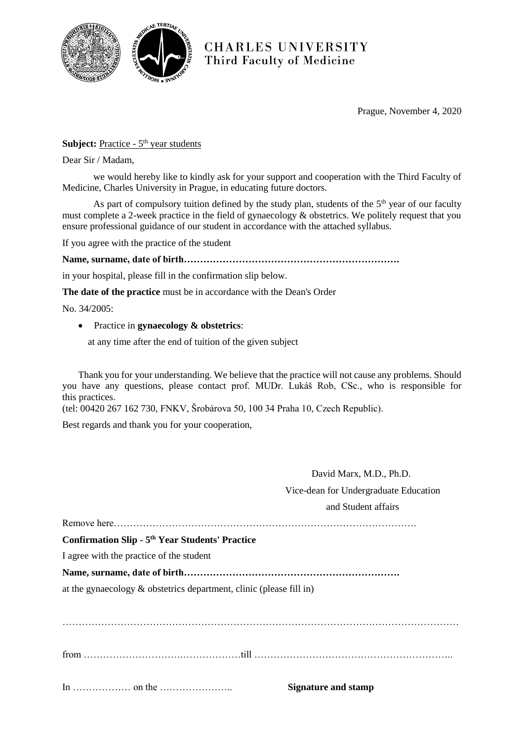CHARLES UNIVERSITY
Third Faculty of Medicine

Prague, November 4, 2020

**Subject:** Practice - 5th year students

Dear Sir / Madam,

we would hereby like to kindly ask for your support and cooperation with the Third Faculty of Medicine, Charles University in Prague, in educating future doctors.

As part of compulsory tuition defined by the study plan, students of the 5th year of our faculty must complete a 2-week practice in the field of gynaecology & obstetrics. We politely request that you ensure professional guidance of our student in accordance with the attached syllabus.

If you agree with the practice of the student

**Name, surname, date of birth………………………………………………………….**

in your hospital, please fill in the confirmation slip below.

**The date of the practice** must be in accordance with the Dean's Order

No. 34/2005:

- Practice in **gynaecology & obstetrics**:

  at any time after the end of tuition of the given subject

Thank you for your understanding. We believe that the practice will not cause any problems. Should you have any questions, please contact prof. MUDr. Lukáš Rob, CSc., who is responsible for this practices.
(tel: 00420 267 162 730, FNKV, Šrobárova 50, 100 34 Praha 10, Czech Republic).

Best regards and thank you for your cooperation,

David Marx, M.D., Ph.D.
Vice-dean for Undergraduate Education
and Student affairs

Remove here………………………………………………………………………………….

**Confirmation Slip - 5th Year Students' Practice**

I agree with the practice of the student

**Name, surname, date of birth………………………………………………………….**

at the gynaecology & obstetrics department, clinic (please fill in)

……………………………………………………………………………………………………………

from ………………………….………………till ……………………………………………………..

In ……………… on the ………………….. **Signature and stamp**